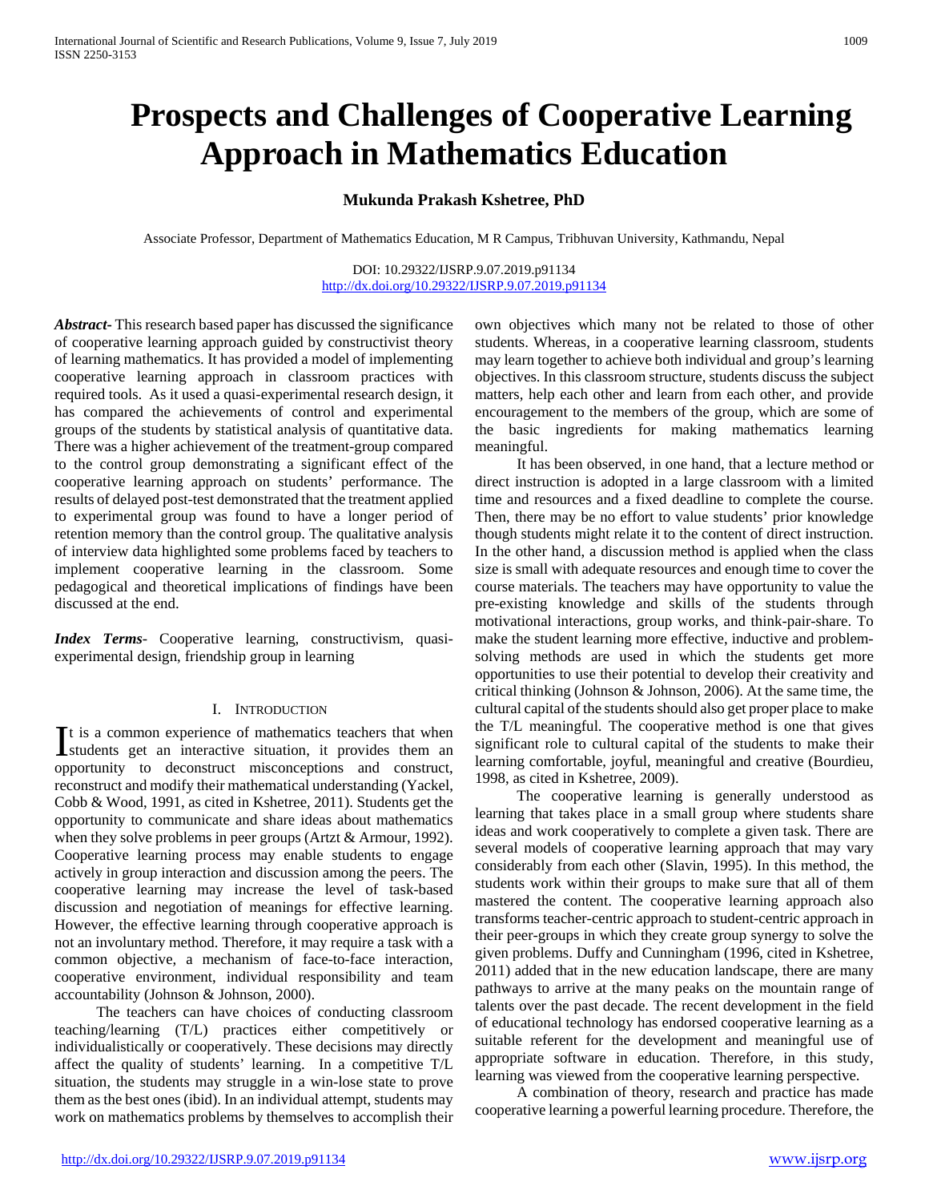# Prospects and Challenges of Cooperative Learning Approach in Mathematics Education

**Mukunda Prakash Kshetree, PhD**

Associate Professor, Department of Mathematics Education, M R Campus, Tribhuvan University, Kathmandu, Nepal

DOI: 10.29322/IJSRP.9.07.2019.p91134
http://dx.doi.org/10.29322/IJSRP.9.07.2019.p91134

***Abstract***- This research based paper has discussed the significance of cooperative learning approach guided by constructivist theory of learning mathematics. It has provided a model of implementing cooperative learning approach in classroom practices with required tools. As it used a quasi-experimental research design, it has compared the achievements of control and experimental groups of the students by statistical analysis of quantitative data. There was a higher achievement of the treatment-group compared to the control group demonstrating a significant effect of the cooperative learning approach on students' performance. The results of delayed post-test demonstrated that the treatment applied to experimental group was found to have a longer period of retention memory than the control group. The qualitative analysis of interview data highlighted some problems faced by teachers to implement cooperative learning in the classroom. Some pedagogical and theoretical implications of findings have been discussed at the end.

***Index Terms***- Cooperative learning, constructivism, quasi-experimental design, friendship group in learning

## I. Introduction

It is a common experience of mathematics teachers that when students get an interactive situation, it provides them an opportunity to deconstruct misconceptions and construct, reconstruct and modify their mathematical understanding (Yackel, Cobb & Wood, 1991, as cited in Kshetree, 2011). Students get the opportunity to communicate and share ideas about mathematics when they solve problems in peer groups (Artzt & Armour, 1992). Cooperative learning process may enable students to engage actively in group interaction and discussion among the peers. The cooperative learning may increase the level of task-based discussion and negotiation of meanings for effective learning. However, the effective learning through cooperative approach is not an involuntary method. Therefore, it may require a task with a common objective, a mechanism of face-to-face interaction, cooperative environment, individual responsibility and team accountability (Johnson & Johnson, 2000).

The teachers can have choices of conducting classroom teaching/learning (T/L) practices either competitively or individualistically or cooperatively. These decisions may directly affect the quality of students' learning. In a competitive T/L situation, the students may struggle in a win-lose state to prove them as the best ones (ibid). In an individual attempt, students may work on mathematics problems by themselves to accomplish their own objectives which many not be related to those of other students. Whereas, in a cooperative learning classroom, students may learn together to achieve both individual and group's learning objectives. In this classroom structure, students discuss the subject matters, help each other and learn from each other, and provide encouragement to the members of the group, which are some of the basic ingredients for making mathematics learning meaningful.

It has been observed, in one hand, that a lecture method or direct instruction is adopted in a large classroom with a limited time and resources and a fixed deadline to complete the course. Then, there may be no effort to value students' prior knowledge though students might relate it to the content of direct instruction. In the other hand, a discussion method is applied when the class size is small with adequate resources and enough time to cover the course materials. The teachers may have opportunity to value the pre-existing knowledge and skills of the students through motivational interactions, group works, and think-pair-share. To make the student learning more effective, inductive and problem-solving methods are used in which the students get more opportunities to use their potential to develop their creativity and critical thinking (Johnson & Johnson, 2006). At the same time, the cultural capital of the students should also get proper place to make the T/L meaningful. The cooperative method is one that gives significant role to cultural capital of the students to make their learning comfortable, joyful, meaningful and creative (Bourdieu, 1998, as cited in Kshetree, 2009).

The cooperative learning is generally understood as learning that takes place in a small group where students share ideas and work cooperatively to complete a given task. There are several models of cooperative learning approach that may vary considerably from each other (Slavin, 1995). In this method, the students work within their groups to make sure that all of them mastered the content. The cooperative learning approach also transforms teacher-centric approach to student-centric approach in their peer-groups in which they create group synergy to solve the given problems. Duffy and Cunningham (1996, cited in Kshetree, 2011) added that in the new education landscape, there are many pathways to arrive at the many peaks on the mountain range of talents over the past decade. The recent development in the field of educational technology has endorsed cooperative learning as a suitable referent for the development and meaningful use of appropriate software in education. Therefore, in this study, learning was viewed from the cooperative learning perspective.

A combination of theory, research and practice has made cooperative learning a powerful learning procedure. Therefore, the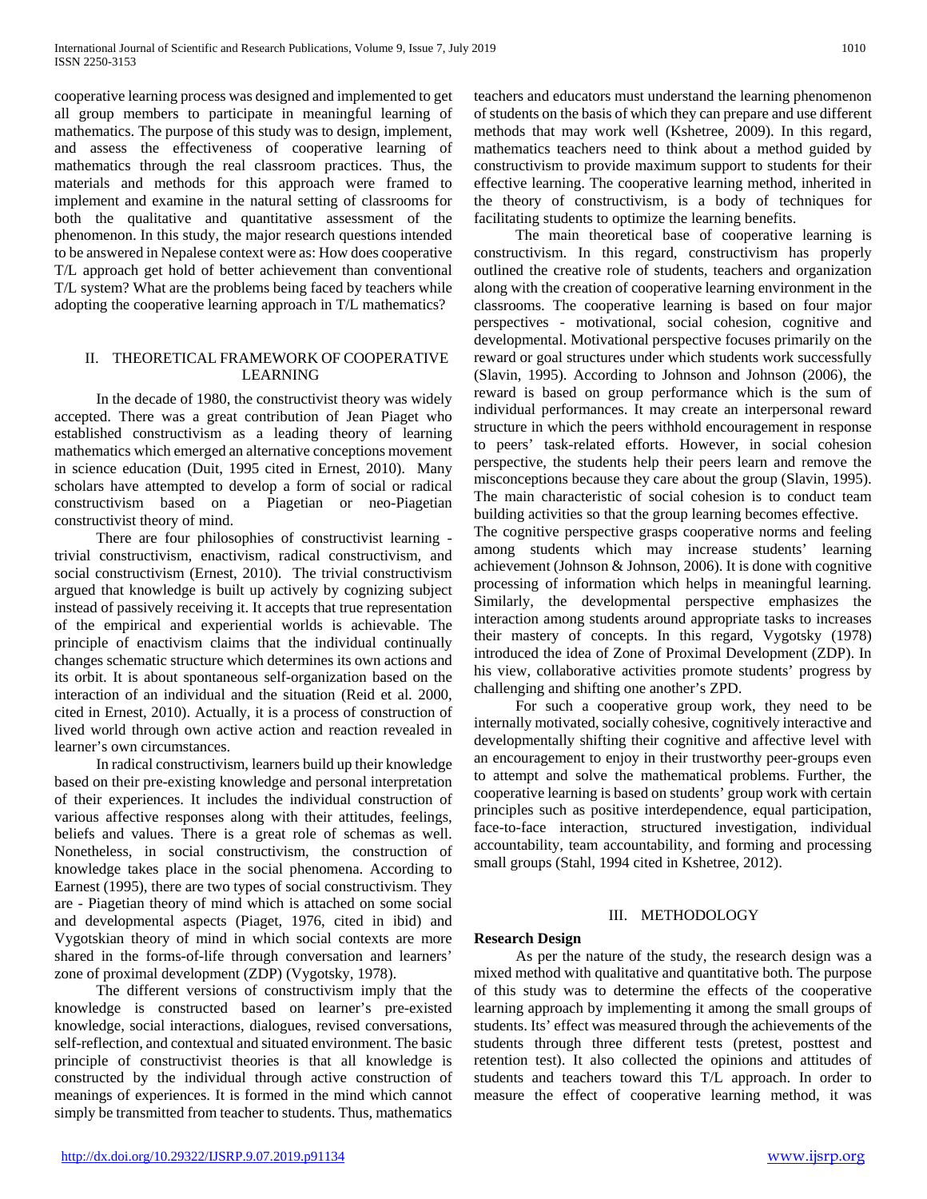cooperative learning process was designed and implemented to get all group members to participate in meaningful learning of mathematics. The purpose of this study was to design, implement, and assess the effectiveness of cooperative learning of mathematics through the real classroom practices. Thus, the materials and methods for this approach were framed to implement and examine in the natural setting of classrooms for both the qualitative and quantitative assessment of the phenomenon. In this study, the major research questions intended to be answered in Nepalese context were as: How does cooperative T/L approach get hold of better achievement than conventional T/L system? What are the problems being faced by teachers while adopting the cooperative learning approach in T/L mathematics?

## II. THEORETICAL FRAMEWORK OF COOPERATIVE LEARNING

In the decade of 1980, the constructivist theory was widely accepted. There was a great contribution of Jean Piaget who established constructivism as a leading theory of learning mathematics which emerged an alternative conceptions movement in science education (Duit, 1995 cited in Ernest, 2010). Many scholars have attempted to develop a form of social or radical constructivism based on a Piagetian or neo-Piagetian constructivist theory of mind.

There are four philosophies of constructivist learning - trivial constructivism, enactivism, radical constructivism, and social constructivism (Ernest, 2010). The trivial constructivism argued that knowledge is built up actively by cognizing subject instead of passively receiving it. It accepts that true representation of the empirical and experiential worlds is achievable. The principle of enactivism claims that the individual continually changes schematic structure which determines its own actions and its orbit. It is about spontaneous self-organization based on the interaction of an individual and the situation (Reid et al. 2000, cited in Ernest, 2010). Actually, it is a process of construction of lived world through own active action and reaction revealed in learner's own circumstances.

In radical constructivism, learners build up their knowledge based on their pre-existing knowledge and personal interpretation of their experiences. It includes the individual construction of various affective responses along with their attitudes, feelings, beliefs and values. There is a great role of schemas as well. Nonetheless, in social constructivism, the construction of knowledge takes place in the social phenomena. According to Earnest (1995), there are two types of social constructivism. They are - Piagetian theory of mind which is attached on some social and developmental aspects (Piaget, 1976, cited in ibid) and Vygotskian theory of mind in which social contexts are more shared in the forms-of-life through conversation and learners' zone of proximal development (ZDP) (Vygotsky, 1978).

The different versions of constructivism imply that the knowledge is constructed based on learner's pre-existed knowledge, social interactions, dialogues, revised conversations, self-reflection, and contextual and situated environment. The basic principle of constructivist theories is that all knowledge is constructed by the individual through active construction of meanings of experiences. It is formed in the mind which cannot simply be transmitted from teacher to students. Thus, mathematics teachers and educators must understand the learning phenomenon of students on the basis of which they can prepare and use different methods that may work well (Kshetree, 2009). In this regard, mathematics teachers need to think about a method guided by constructivism to provide maximum support to students for their effective learning. The cooperative learning method, inherited in the theory of constructivism, is a body of techniques for facilitating students to optimize the learning benefits.

The main theoretical base of cooperative learning is constructivism. In this regard, constructivism has properly outlined the creative role of students, teachers and organization along with the creation of cooperative learning environment in the classrooms. The cooperative learning is based on four major perspectives - motivational, social cohesion, cognitive and developmental. Motivational perspective focuses primarily on the reward or goal structures under which students work successfully (Slavin, 1995). According to Johnson and Johnson (2006), the reward is based on group performance which is the sum of individual performances. It may create an interpersonal reward structure in which the peers withhold encouragement in response to peers' task-related efforts. However, in social cohesion perspective, the students help their peers learn and remove the misconceptions because they care about the group (Slavin, 1995). The main characteristic of social cohesion is to conduct team building activities so that the group learning becomes effective.
The cognitive perspective grasps cooperative norms and feeling among students which may increase students' learning achievement (Johnson & Johnson, 2006). It is done with cognitive processing of information which helps in meaningful learning. Similarly, the developmental perspective emphasizes the interaction among students around appropriate tasks to increases their mastery of concepts. In this regard, Vygotsky (1978) introduced the idea of Zone of Proximal Development (ZDP). In his view, collaborative activities promote students' progress by challenging and shifting one another's ZPD.

For such a cooperative group work, they need to be internally motivated, socially cohesive, cognitively interactive and developmentally shifting their cognitive and affective level with an encouragement to enjoy in their trustworthy peer-groups even to attempt and solve the mathematical problems. Further, the cooperative learning is based on students' group work with certain principles such as positive interdependence, equal participation, face-to-face interaction, structured investigation, individual accountability, team accountability, and forming and processing small groups (Stahl, 1994 cited in Kshetree, 2012).

## III. METHODOLOGY

**Research Design**

As per the nature of the study, the research design was a mixed method with qualitative and quantitative both. The purpose of this study was to determine the effects of the cooperative learning approach by implementing it among the small groups of students. Its' effect was measured through the achievements of the students through three different tests (pretest, posttest and retention test). It also collected the opinions and attitudes of students and teachers toward this T/L approach. In order to measure the effect of cooperative learning method, it was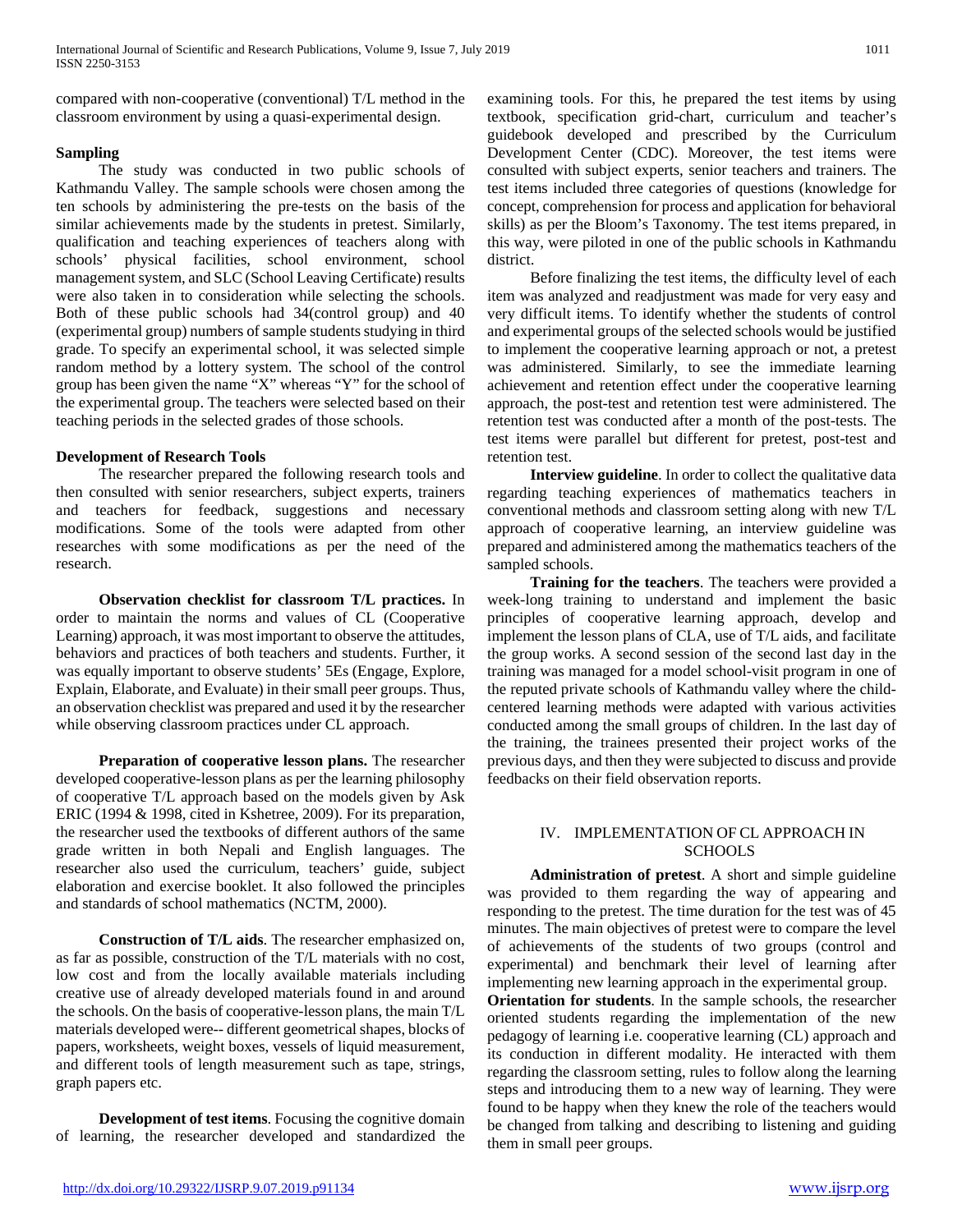compared with non-cooperative (conventional) T/L method in the classroom environment by using a quasi-experimental design.

**Sampling**

The study was conducted in two public schools of Kathmandu Valley. The sample schools were chosen among the ten schools by administering the pre-tests on the basis of the similar achievements made by the students in pretest. Similarly, qualification and teaching experiences of teachers along with schools' physical facilities, school environment, school management system, and SLC (School Leaving Certificate) results were also taken in to consideration while selecting the schools. Both of these public schools had 34(control group) and 40 (experimental group) numbers of sample students studying in third grade. To specify an experimental school, it was selected simple random method by a lottery system. The school of the control group has been given the name "X" whereas "Y" for the school of the experimental group. The teachers were selected based on their teaching periods in the selected grades of those schools.

**Development of Research Tools**

The researcher prepared the following research tools and then consulted with senior researchers, subject experts, trainers and teachers for feedback, suggestions and necessary modifications. Some of the tools were adapted from other researches with some modifications as per the need of the research.

**Observation checklist for classroom T/L practices.** In order to maintain the norms and values of CL (Cooperative Learning) approach, it was most important to observe the attitudes, behaviors and practices of both teachers and students. Further, it was equally important to observe students' 5Es (Engage, Explore, Explain, Elaborate, and Evaluate) in their small peer groups. Thus, an observation checklist was prepared and used it by the researcher while observing classroom practices under CL approach.

**Preparation of cooperative lesson plans.** The researcher developed cooperative-lesson plans as per the learning philosophy of cooperative T/L approach based on the models given by Ask ERIC (1994 & 1998, cited in Kshetree, 2009). For its preparation, the researcher used the textbooks of different authors of the same grade written in both Nepali and English languages. The researcher also used the curriculum, teachers' guide, subject elaboration and exercise booklet. It also followed the principles and standards of school mathematics (NCTM, 2000).

**Construction of T/L aids**. The researcher emphasized on, as far as possible, construction of the T/L materials with no cost, low cost and from the locally available materials including creative use of already developed materials found in and around the schools. On the basis of cooperative-lesson plans, the main T/L materials developed were-- different geometrical shapes, blocks of papers, worksheets, weight boxes, vessels of liquid measurement, and different tools of length measurement such as tape, strings, graph papers etc.

**Development of test items**. Focusing the cognitive domain of learning, the researcher developed and standardized the examining tools. For this, he prepared the test items by using textbook, specification grid-chart, curriculum and teacher's guidebook developed and prescribed by the Curriculum Development Center (CDC). Moreover, the test items were consulted with subject experts, senior teachers and trainers. The test items included three categories of questions (knowledge for concept, comprehension for process and application for behavioral skills) as per the Bloom's Taxonomy. The test items prepared, in this way, were piloted in one of the public schools in Kathmandu district.

Before finalizing the test items, the difficulty level of each item was analyzed and readjustment was made for very easy and very difficult items. To identify whether the students of control and experimental groups of the selected schools would be justified to implement the cooperative learning approach or not, a pretest was administered. Similarly, to see the immediate learning achievement and retention effect under the cooperative learning approach, the post-test and retention test were administered. The retention test was conducted after a month of the post-tests. The test items were parallel but different for pretest, post-test and retention test.

**Interview guideline**. In order to collect the qualitative data regarding teaching experiences of mathematics teachers in conventional methods and classroom setting along with new T/L approach of cooperative learning, an interview guideline was prepared and administered among the mathematics teachers of the sampled schools.

**Training for the teachers**. The teachers were provided a week-long training to understand and implement the basic principles of cooperative learning approach, develop and implement the lesson plans of CLA, use of T/L aids, and facilitate the group works. A second session of the second last day in the training was managed for a model school-visit program in one of the reputed private schools of Kathmandu valley where the child-centered learning methods were adapted with various activities conducted among the small groups of children. In the last day of the training, the trainees presented their project works of the previous days, and then they were subjected to discuss and provide feedbacks on their field observation reports.

## IV. IMPLEMENTATION OF CL APPROACH IN SCHOOLS

**Administration of pretest**. A short and simple guideline was provided to them regarding the way of appearing and responding to the pretest. The time duration for the test was of 45 minutes. The main objectives of pretest were to compare the level of achievements of the students of two groups (control and experimental) and benchmark their level of learning after implementing new learning approach in the experimental group.

**Orientation for students**. In the sample schools, the researcher oriented students regarding the implementation of the new pedagogy of learning i.e. cooperative learning (CL) approach and its conduction in different modality. He interacted with them regarding the classroom setting, rules to follow along the learning steps and introducing them to a new way of learning. They were found to be happy when they knew the role of the teachers would be changed from talking and describing to listening and guiding them in small peer groups.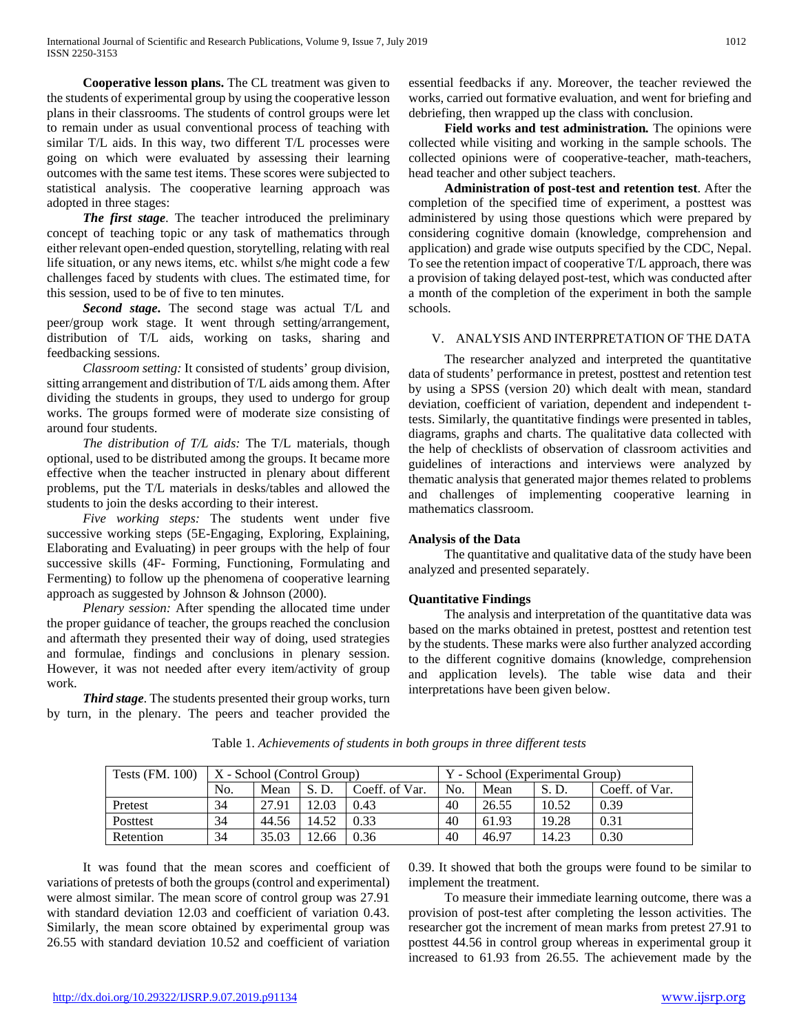**Cooperative lesson plans.** The CL treatment was given to the students of experimental group by using the cooperative lesson plans in their classrooms. The students of control groups were let to remain under as usual conventional process of teaching with similar T/L aids. In this way, two different T/L processes were going on which were evaluated by assessing their learning outcomes with the same test items. These scores were subjected to statistical analysis. The cooperative learning approach was adopted in three stages:

***The first stage***. The teacher introduced the preliminary concept of teaching topic or any task of mathematics through either relevant open-ended question, storytelling, relating with real life situation, or any news items, etc. whilst s/he might code a few challenges faced by students with clues. The estimated time, for this session, used to be of five to ten minutes.

***Second stage***. The second stage was actual T/L and peer/group work stage. It went through setting/arrangement, distribution of T/L aids, working on tasks, sharing and feedbacking sessions.

*Classroom setting:* It consisted of students' group division, sitting arrangement and distribution of T/L aids among them. After dividing the students in groups, they used to undergo for group works. The groups formed were of moderate size consisting of around four students.

*The distribution of T/L aids:* The T/L materials, though optional, used to be distributed among the groups. It became more effective when the teacher instructed in plenary about different problems, put the T/L materials in desks/tables and allowed the students to join the desks according to their interest.

*Five working steps:* The students went under five successive working steps (5E-Engaging, Exploring, Explaining, Elaborating and Evaluating) in peer groups with the help of four successive skills (4F- Forming, Functioning, Formulating and Fermenting) to follow up the phenomena of cooperative learning approach as suggested by Johnson & Johnson (2000).

*Plenary session:* After spending the allocated time under the proper guidance of teacher, the groups reached the conclusion and aftermath they presented their way of doing, used strategies and formulae, findings and conclusions in plenary session. However, it was not needed after every item/activity of group work.

***Third stage***. The students presented their group works, turn by turn, in the plenary. The peers and teacher provided the essential feedbacks if any. Moreover, the teacher reviewed the works, carried out formative evaluation, and went for briefing and debriefing, then wrapped up the class with conclusion.

***Field works and test administration.*** The opinions were collected while visiting and working in the sample schools. The collected opinions were of cooperative-teacher, math-teachers, head teacher and other subject teachers.

**Administration of post-test and retention test**. After the completion of the specified time of experiment, a posttest was administered by using those questions which were prepared by considering cognitive domain (knowledge, comprehension and application) and grade wise outputs specified by the CDC, Nepal. To see the retention impact of cooperative T/L approach, there was a provision of taking delayed post-test, which was conducted after a month of the completion of the experiment in both the sample schools.

## V. ANALYSIS AND INTERPRETATION OF THE DATA

The researcher analyzed and interpreted the quantitative data of students' performance in pretest, posttest and retention test by using a SPSS (version 20) which dealt with mean, standard deviation, coefficient of variation, dependent and independent t-tests. Similarly, the quantitative findings were presented in tables, diagrams, graphs and charts. The qualitative data collected with the help of checklists of observation of classroom activities and guidelines of interactions and interviews were analyzed by thematic analysis that generated major themes related to problems and challenges of implementing cooperative learning in mathematics classroom.

### Analysis of the Data

The quantitative and qualitative data of the study have been analyzed and presented separately.

### Quantitative Findings

The analysis and interpretation of the quantitative data was based on the marks obtained in pretest, posttest and retention test by the students. These marks were also further analyzed according to the different cognitive domains (knowledge, comprehension and application levels). The table wise data and their interpretations have been given below.

Table 1. *Achievements of students in both groups in three different tests*

| Tests (FM. 100) | X - School (Control Group) | | | | Y - School (Experimental Group) | | | |
|---|---|---|---|---|---|---|---|---|
| | No. | Mean | S. D. | Coeff. of Var. | No. | Mean | S. D. | Coeff. of Var. |
| Pretest | 34 | 27.91 | 12.03 | 0.43 | 40 | 26.55 | 10.52 | 0.39 |
| Posttest | 34 | 44.56 | 14.52 | 0.33 | 40 | 61.93 | 19.28 | 0.31 |
| Retention | 34 | 35.03 | 12.66 | 0.36 | 40 | 46.97 | 14.23 | 0.30 |

It was found that the mean scores and coefficient of variations of pretests of both the groups (control and experimental) were almost similar. The mean score of control group was 27.91 with standard deviation 12.03 and coefficient of variation 0.43. Similarly, the mean score obtained by experimental group was 26.55 with standard deviation 10.52 and coefficient of variation 0.39. It showed that both the groups were found to be similar to implement the treatment.

To measure their immediate learning outcome, there was a provision of post-test after completing the lesson activities. The researcher got the increment of mean marks from pretest 27.91 to posttest 44.56 in control group whereas in experimental group it increased to 61.93 from 26.55. The achievement made by the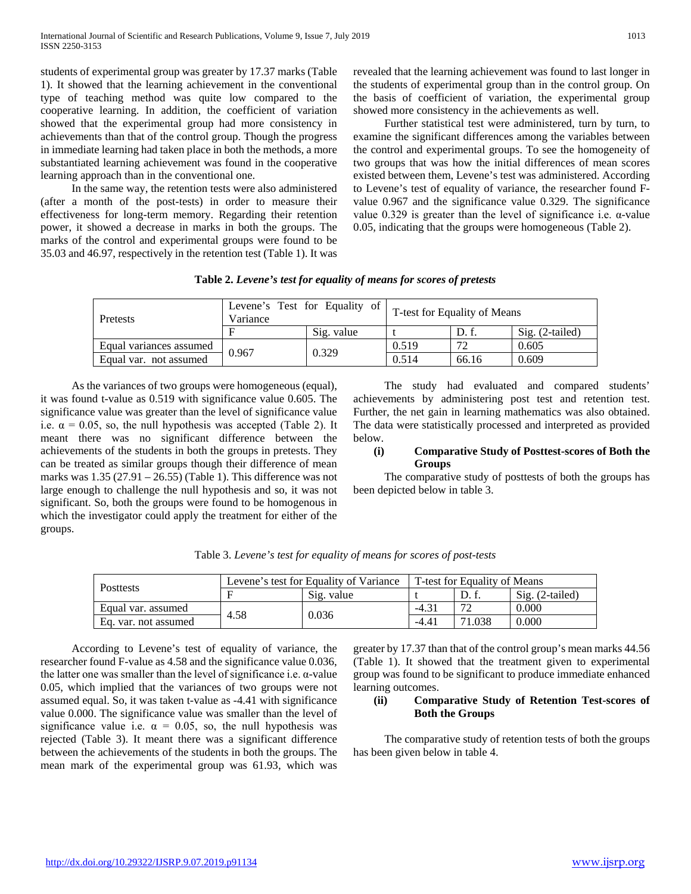students of experimental group was greater by 17.37 marks (Table 1). It showed that the learning achievement in the conventional type of teaching method was quite low compared to the cooperative learning. In addition, the coefficient of variation showed that the experimental group had more consistency in achievements than that of the control group. Though the progress in immediate learning had taken place in both the methods, a more substantiated learning achievement was found in the cooperative learning approach than in the conventional one.

In the same way, the retention tests were also administered (after a month of the post-tests) in order to measure their effectiveness for long-term memory. Regarding their retention power, it showed a decrease in marks in both the groups. The marks of the control and experimental groups were found to be 35.03 and 46.97, respectively in the retention test (Table 1). It was revealed that the learning achievement was found to last longer in the students of experimental group than in the control group. On the basis of coefficient of variation, the experimental group showed more consistency in the achievements as well.

Further statistical test were administered, turn by turn, to examine the significant differences among the variables between the control and experimental groups. To see the homogeneity of two groups that was how the initial differences of mean scores existed between them, Levene's test was administered. According to Levene's test of equality of variance, the researcher found F-value 0.967 and the significance value 0.329. The significance value 0.329 is greater than the level of significance i.e. α-value 0.05, indicating that the groups were homogeneous (Table 2).

**Table 2.** ***Levene's test for equality of means for scores of pretests***

| Pretests | Levene's Test for Equality of Variance | | T-test for Equality of Means | | |
|---|---|---|---|---|---|
| | F | Sig. value | t | D. f. | Sig. (2-tailed) |
| Equal variances assumed | 0.967 | 0.329 | 0.519 | 72 | 0.605 |
| Equal var. not assumed | | | 0.514 | 66.16 | 0.609 |

As the variances of two groups were homogeneous (equal), it was found t-value as 0.519 with significance value 0.605. The significance value was greater than the level of significance value i.e. α = 0.05, so, the null hypothesis was accepted (Table 2). It meant there was no significant difference between the achievements of the students in both the groups in pretests. They can be treated as similar groups though their difference of mean marks was 1.35 (27.91 – 26.55) (Table 1). This difference was not large enough to challenge the null hypothesis and so, it was not significant. So, both the groups were found to be homogenous in which the investigator could apply the treatment for either of the groups.

The study had evaluated and compared students' achievements by administering post test and retention test. Further, the net gain in learning mathematics was also obtained. The data were statistically processed and interpreted as provided below.

**(i) Comparative Study of Posttest-scores of Both the Groups**

The comparative study of posttests of both the groups has been depicted below in table 3.

Table 3. *Levene's test for equality of means for scores of post-tests*

| Posttests | Levene's test for Equality of Variance | | T-test for Equality of Means | | |
|---|---|---|---|---|---|
| | F | Sig. value | t | D. f. | Sig. (2-tailed) |
| Equal var. assumed | 4.58 | 0.036 | -4.31 | 72 | 0.000 |
| Eq. var. not assumed | | | -4.41 | 71.038 | 0.000 |

According to Levene's test of equality of variance, the researcher found F-value as 4.58 and the significance value 0.036, the latter one was smaller than the level of significance i.e. α-value 0.05, which implied that the variances of two groups were not assumed equal. So, it was taken t-value as -4.41 with significance value 0.000. The significance value was smaller than the level of significance value i.e. α = 0.05, so, the null hypothesis was rejected (Table 3). It meant there was a significant difference between the achievements of the students in both the groups. The mean mark of the experimental group was 61.93, which was greater by 17.37 than that of the control group's mean marks 44.56 (Table 1). It showed that the treatment given to experimental group was found to be significant to produce immediate enhanced learning outcomes.

**(ii) Comparative Study of Retention Test-scores of Both the Groups**

The comparative study of retention tests of both the groups has been given below in table 4.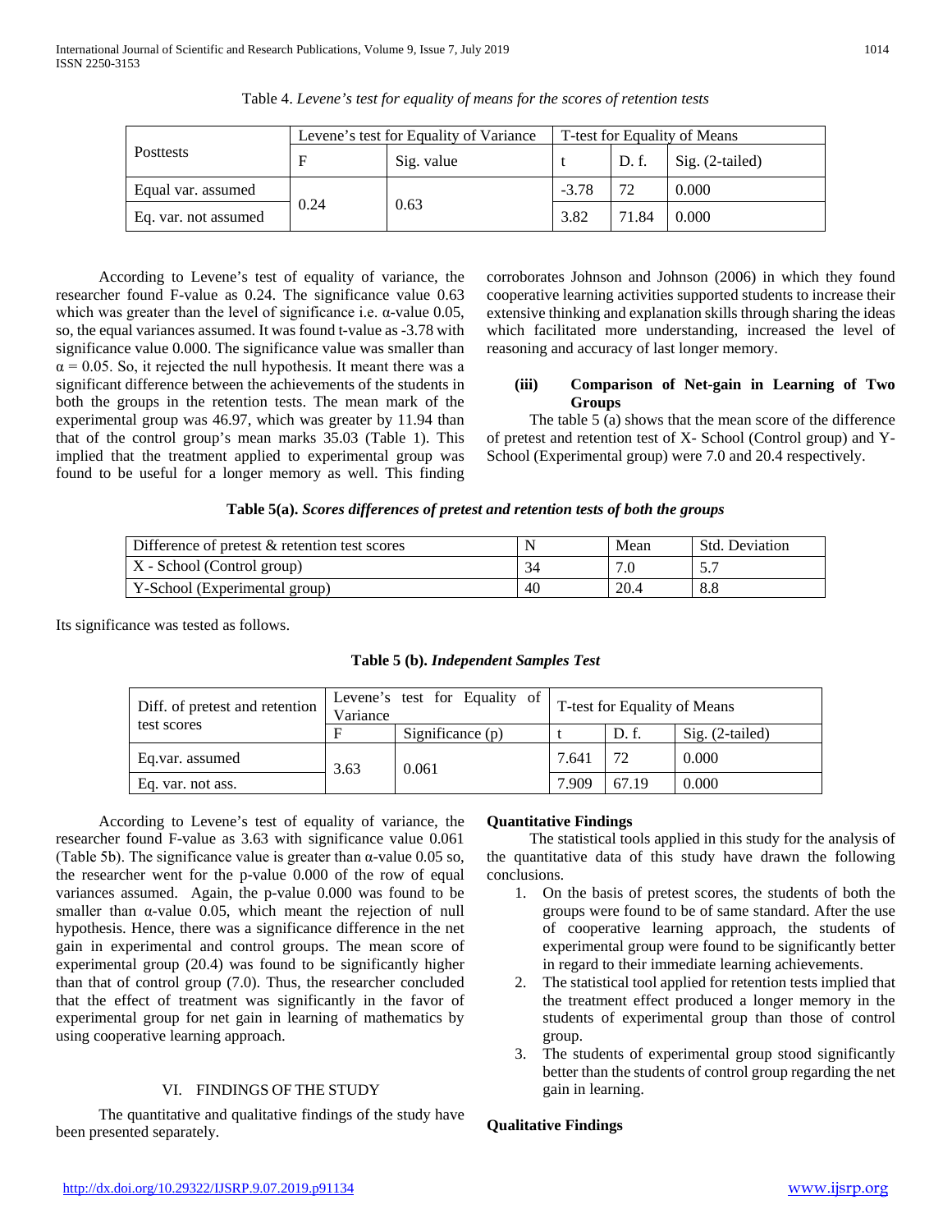Table 4. *Levene's test for equality of means for the scores of retention tests*

| Posttests | Levene's test for Equality of Variance | | T-test for Equality of Means | | |
|---|---|---|---|---|---|
| | F | Sig. value | t | D. f. | Sig. (2-tailed) |
| Equal var. assumed | 0.24 | 0.63 | -3.78 | 72 | 0.000 |
| Eq. var. not assumed | | | 3.82 | 71.84 | 0.000 |

According to Levene's test of equality of variance, the researcher found F-value as 0.24. The significance value 0.63 which was greater than the level of significance i.e. α-value 0.05, so, the equal variances assumed. It was found t-value as -3.78 with significance value 0.000. The significance value was smaller than $\alpha = 0.05$. So, it rejected the null hypothesis. It meant there was a significant difference between the achievements of the students in both the groups in the retention tests. The mean mark of the experimental group was 46.97, which was greater by 11.94 than that of the control group's mean marks 35.03 (Table 1). This implied that the treatment applied to experimental group was found to be useful for a longer memory as well. This finding corroborates Johnson and Johnson (2006) in which they found cooperative learning activities supported students to increase their extensive thinking and explanation skills through sharing the ideas which facilitated more understanding, increased the level of reasoning and accuracy of last longer memory.

### (iii) Comparison of Net-gain in Learning of Two Groups

The table 5 (a) shows that the mean score of the difference of pretest and retention test of X- School (Control group) and Y-School (Experimental group) were 7.0 and 20.4 respectively.

**Table 5(a).** ***Scores differences of pretest and retention tests of both the groups***

| Difference of pretest & retention test scores | N | Mean | Std. Deviation |
|---|---|---|---|
| X - School (Control group) | 34 | 7.0 | 5.7 |
| Y-School (Experimental group) | 40 | 20.4 | 8.8 |

Its significance was tested as follows.

**Table 5 (b).** ***Independent Samples Test***

| Diff. of pretest and retention test scores | Levene's test for Equality of Variance | | T-test for Equality of Means | | |
|---|---|---|---|---|---|
| | F | Significance (p) | t | D. f. | Sig. (2-tailed) |
| Eq.var. assumed | 3.63 | 0.061 | 7.641 | 72 | 0.000 |
| Eq. var. not ass. | | | 7.909 | 67.19 | 0.000 |

According to Levene's test of equality of variance, the researcher found F-value as 3.63 with significance value 0.061 (Table 5b). The significance value is greater than α-value 0.05 so, the researcher went for the p-value 0.000 of the row of equal variances assumed. Again, the p-value 0.000 was found to be smaller than α-value 0.05, which meant the rejection of null hypothesis. Hence, there was a significance difference in the net gain in experimental and control groups. The mean score of experimental group (20.4) was found to be significantly higher than that of control group (7.0). Thus, the researcher concluded that the effect of treatment was significantly in the favor of experimental group for net gain in learning of mathematics by using cooperative learning approach.

## VI. FINDINGS OF THE STUDY

The quantitative and qualitative findings of the study have been presented separately.

**Quantitative Findings**

The statistical tools applied in this study for the analysis of the quantitative data of this study have drawn the following conclusions.

1. On the basis of pretest scores, the students of both the groups were found to be of same standard. After the use of cooperative learning approach, the students of experimental group were found to be significantly better in regard to their immediate learning achievements.
2. The statistical tool applied for retention tests implied that the treatment effect produced a longer memory in the students of experimental group than those of control group.
3. The students of experimental group stood significantly better than the students of control group regarding the net gain in learning.

**Qualitative Findings**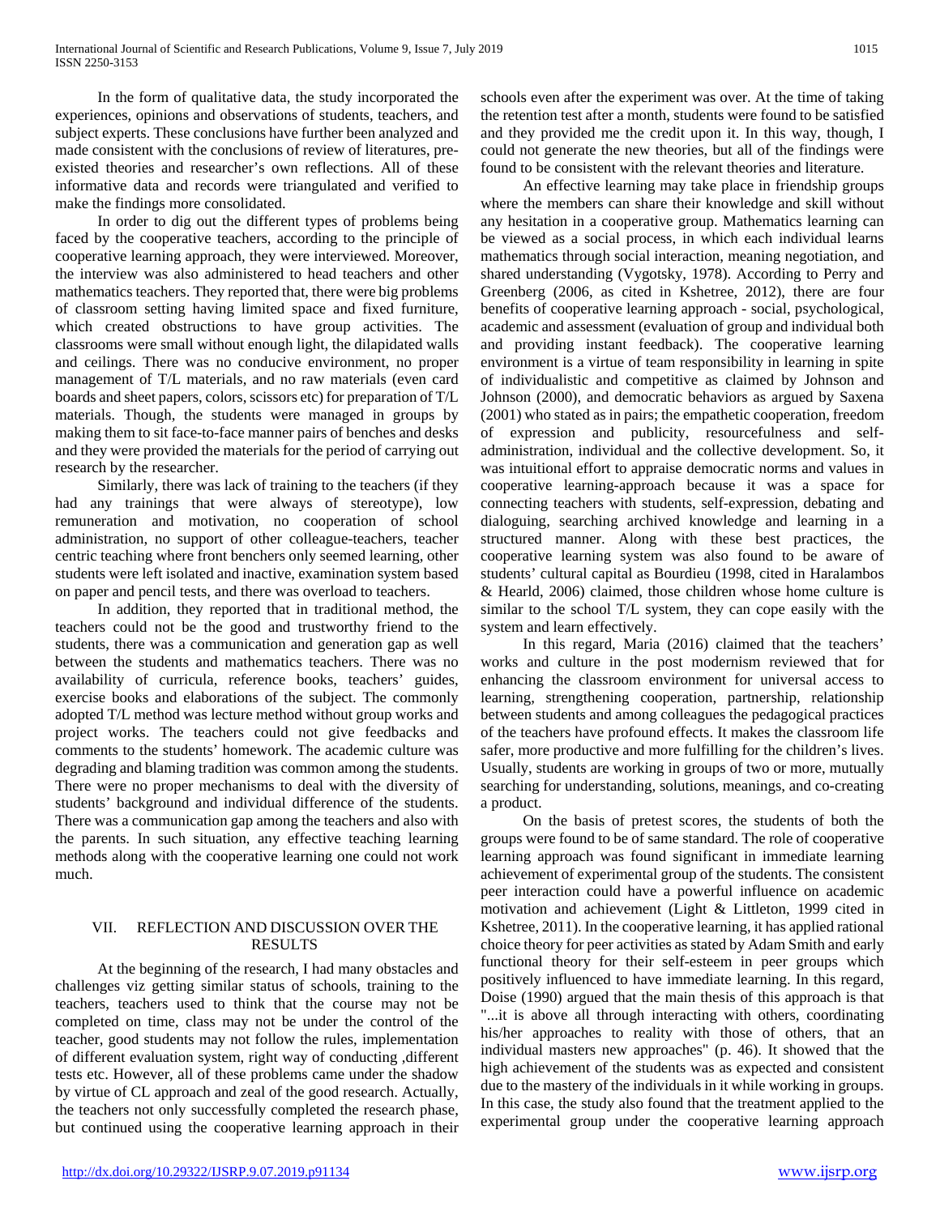In the form of qualitative data, the study incorporated the experiences, opinions and observations of students, teachers, and subject experts. These conclusions have further been analyzed and made consistent with the conclusions of review of literatures, pre-existed theories and researcher's own reflections. All of these informative data and records were triangulated and verified to make the findings more consolidated.

In order to dig out the different types of problems being faced by the cooperative teachers, according to the principle of cooperative learning approach, they were interviewed. Moreover, the interview was also administered to head teachers and other mathematics teachers. They reported that, there were big problems of classroom setting having limited space and fixed furniture, which created obstructions to have group activities. The classrooms were small without enough light, the dilapidated walls and ceilings. There was no conducive environment, no proper management of T/L materials, and no raw materials (even card boards and sheet papers, colors, scissors etc) for preparation of T/L materials. Though, the students were managed in groups by making them to sit face-to-face manner pairs of benches and desks and they were provided the materials for the period of carrying out research by the researcher.

Similarly, there was lack of training to the teachers (if they had any trainings that were always of stereotype), low remuneration and motivation, no cooperation of school administration, no support of other colleague-teachers, teacher centric teaching where front benchers only seemed learning, other students were left isolated and inactive, examination system based on paper and pencil tests, and there was overload to teachers.

In addition, they reported that in traditional method, the teachers could not be the good and trustworthy friend to the students, there was a communication and generation gap as well between the students and mathematics teachers. There was no availability of curricula, reference books, teachers' guides, exercise books and elaborations of the subject. The commonly adopted T/L method was lecture method without group works and project works. The teachers could not give feedbacks and comments to the students' homework. The academic culture was degrading and blaming tradition was common among the students. There were no proper mechanisms to deal with the diversity of students' background and individual difference of the students. There was a communication gap among the teachers and also with the parents. In such situation, any effective teaching learning methods along with the cooperative learning one could not work much.

## VII. REFLECTION AND DISCUSSION OVER THE RESULTS

At the beginning of the research, I had many obstacles and challenges viz getting similar status of schools, training to the teachers, teachers used to think that the course may not be completed on time, class may not be under the control of the teacher, good students may not follow the rules, implementation of different evaluation system, right way of conducting ,different tests etc. However, all of these problems came under the shadow by virtue of CL approach and zeal of the good research. Actually, the teachers not only successfully completed the research phase, but continued using the cooperative learning approach in their schools even after the experiment was over. At the time of taking the retention test after a month, students were found to be satisfied and they provided me the credit upon it. In this way, though, I could not generate the new theories, but all of the findings were found to be consistent with the relevant theories and literature.

An effective learning may take place in friendship groups where the members can share their knowledge and skill without any hesitation in a cooperative group. Mathematics learning can be viewed as a social process, in which each individual learns mathematics through social interaction, meaning negotiation, and shared understanding (Vygotsky, 1978). According to Perry and Greenberg (2006, as cited in Kshetree, 2012), there are four benefits of cooperative learning approach - social, psychological, academic and assessment (evaluation of group and individual both and providing instant feedback). The cooperative learning environment is a virtue of team responsibility in learning in spite of individualistic and competitive as claimed by Johnson and Johnson (2000), and democratic behaviors as argued by Saxena (2001) who stated as in pairs; the empathetic cooperation, freedom of expression and publicity, resourcefulness and self-administration, individual and the collective development. So, it was intuitional effort to appraise democratic norms and values in cooperative learning-approach because it was a space for connecting teachers with students, self-expression, debating and dialoguing, searching archived knowledge and learning in a structured manner. Along with these best practices, the cooperative learning system was also found to be aware of students' cultural capital as Bourdieu (1998, cited in Haralambos & Hearld, 2006) claimed, those children whose home culture is similar to the school T/L system, they can cope easily with the system and learn effectively.

In this regard, Maria (2016) claimed that the teachers' works and culture in the post modernism reviewed that for enhancing the classroom environment for universal access to learning, strengthening cooperation, partnership, relationship between students and among colleagues the pedagogical practices of the teachers have profound effects. It makes the classroom life safer, more productive and more fulfilling for the children's lives. Usually, students are working in groups of two or more, mutually searching for understanding, solutions, meanings, and co-creating a product.

On the basis of pretest scores, the students of both the groups were found to be of same standard. The role of cooperative learning approach was found significant in immediate learning achievement of experimental group of the students. The consistent peer interaction could have a powerful influence on academic motivation and achievement (Light & Littleton, 1999 cited in Kshetree, 2011). In the cooperative learning, it has applied rational choice theory for peer activities as stated by Adam Smith and early functional theory for their self-esteem in peer groups which positively influenced to have immediate learning. In this regard, Doise (1990) argued that the main thesis of this approach is that "...it is above all through interacting with others, coordinating his/her approaches to reality with those of others, that an individual masters new approaches" (p. 46). It showed that the high achievement of the students was as expected and consistent due to the mastery of the individuals in it while working in groups. In this case, the study also found that the treatment applied to the experimental group under the cooperative learning approach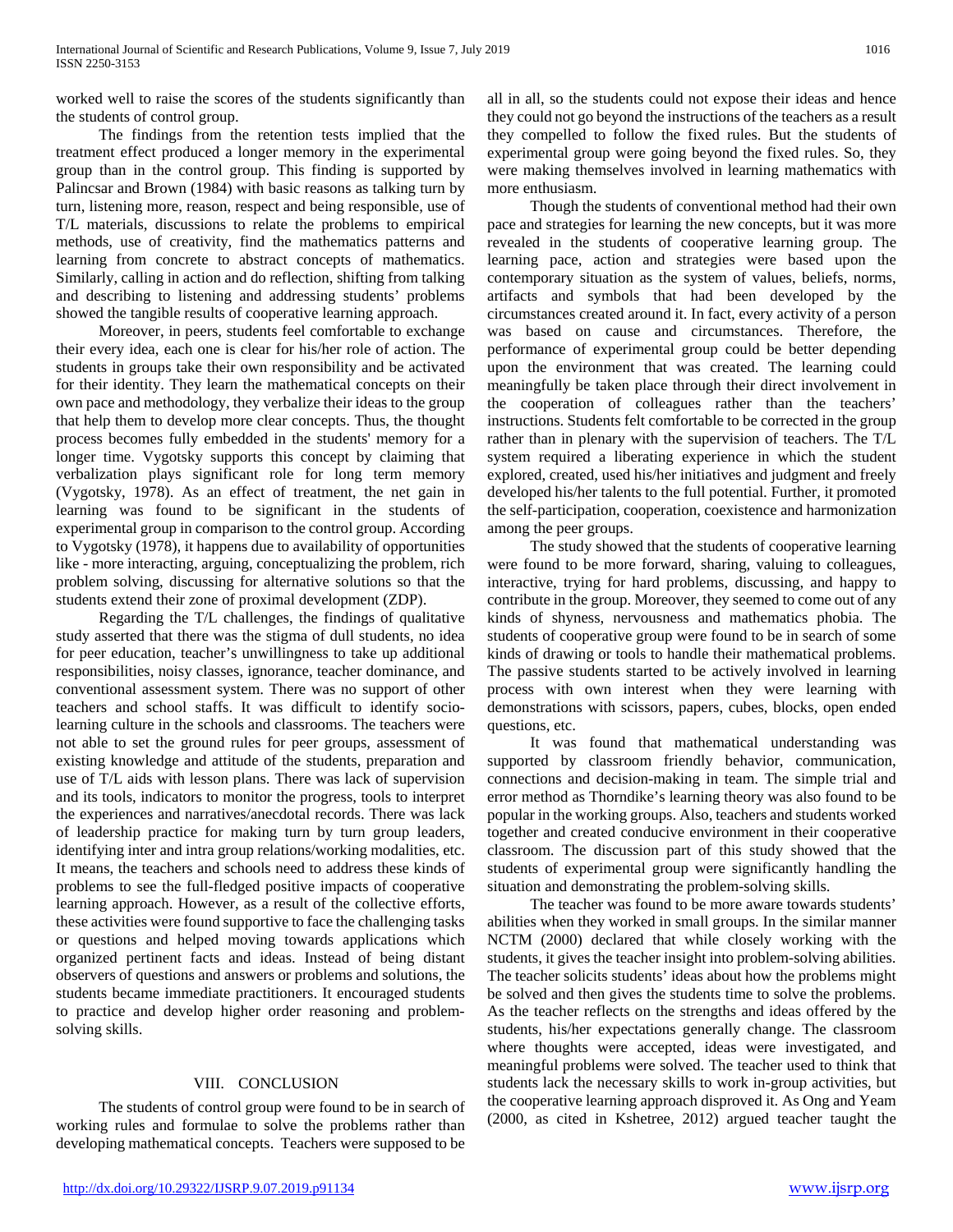worked well to raise the scores of the students significantly than the students of control group.

The findings from the retention tests implied that the treatment effect produced a longer memory in the experimental group than in the control group. This finding is supported by Palincsar and Brown (1984) with basic reasons as talking turn by turn, listening more, reason, respect and being responsible, use of T/L materials, discussions to relate the problems to empirical methods, use of creativity, find the mathematics patterns and learning from concrete to abstract concepts of mathematics. Similarly, calling in action and do reflection, shifting from talking and describing to listening and addressing students' problems showed the tangible results of cooperative learning approach.

Moreover, in peers, students feel comfortable to exchange their every idea, each one is clear for his/her role of action. The students in groups take their own responsibility and be activated for their identity. They learn the mathematical concepts on their own pace and methodology, they verbalize their ideas to the group that help them to develop more clear concepts. Thus, the thought process becomes fully embedded in the students' memory for a longer time. Vygotsky supports this concept by claiming that verbalization plays significant role for long term memory (Vygotsky, 1978). As an effect of treatment, the net gain in learning was found to be significant in the students of experimental group in comparison to the control group. According to Vygotsky (1978), it happens due to availability of opportunities like - more interacting, arguing, conceptualizing the problem, rich problem solving, discussing for alternative solutions so that the students extend their zone of proximal development (ZDP).

Regarding the T/L challenges, the findings of qualitative study asserted that there was the stigma of dull students, no idea for peer education, teacher's unwillingness to take up additional responsibilities, noisy classes, ignorance, teacher dominance, and conventional assessment system. There was no support of other teachers and school staffs. It was difficult to identify socio-learning culture in the schools and classrooms. The teachers were not able to set the ground rules for peer groups, assessment of existing knowledge and attitude of the students, preparation and use of T/L aids with lesson plans. There was lack of supervision and its tools, indicators to monitor the progress, tools to interpret the experiences and narratives/anecdotal records. There was lack of leadership practice for making turn by turn group leaders, identifying inter and intra group relations/working modalities, etc. It means, the teachers and schools need to address these kinds of problems to see the full-fledged positive impacts of cooperative learning approach. However, as a result of the collective efforts, these activities were found supportive to face the challenging tasks or questions and helped moving towards applications which organized pertinent facts and ideas. Instead of being distant observers of questions and answers or problems and solutions, the students became immediate practitioners. It encouraged students to practice and develop higher order reasoning and problem-solving skills.

## VIII. CONCLUSION

The students of control group were found to be in search of working rules and formulae to solve the problems rather than developing mathematical concepts. Teachers were supposed to be all in all, so the students could not expose their ideas and hence they could not go beyond the instructions of the teachers as a result they compelled to follow the fixed rules. But the students of experimental group were going beyond the fixed rules. So, they were making themselves involved in learning mathematics with more enthusiasm.

Though the students of conventional method had their own pace and strategies for learning the new concepts, but it was more revealed in the students of cooperative learning group. The learning pace, action and strategies were based upon the contemporary situation as the system of values, beliefs, norms, artifacts and symbols that had been developed by the circumstances created around it. In fact, every activity of a person was based on cause and circumstances. Therefore, the performance of experimental group could be better depending upon the environment that was created. The learning could meaningfully be taken place through their direct involvement in the cooperation of colleagues rather than the teachers' instructions. Students felt comfortable to be corrected in the group rather than in plenary with the supervision of teachers. The T/L system required a liberating experience in which the student explored, created, used his/her initiatives and judgment and freely developed his/her talents to the full potential. Further, it promoted the self-participation, cooperation, coexistence and harmonization among the peer groups.

The study showed that the students of cooperative learning were found to be more forward, sharing, valuing to colleagues, interactive, trying for hard problems, discussing, and happy to contribute in the group. Moreover, they seemed to come out of any kinds of shyness, nervousness and mathematics phobia. The students of cooperative group were found to be in search of some kinds of drawing or tools to handle their mathematical problems. The passive students started to be actively involved in learning process with own interest when they were learning with demonstrations with scissors, papers, cubes, blocks, open ended questions, etc.

It was found that mathematical understanding was supported by classroom friendly behavior, communication, connections and decision-making in team. The simple trial and error method as Thorndike's learning theory was also found to be popular in the working groups. Also, teachers and students worked together and created conducive environment in their cooperative classroom. The discussion part of this study showed that the students of experimental group were significantly handling the situation and demonstrating the problem-solving skills.

The teacher was found to be more aware towards students' abilities when they worked in small groups. In the similar manner NCTM (2000) declared that while closely working with the students, it gives the teacher insight into problem-solving abilities. The teacher solicits students' ideas about how the problems might be solved and then gives the students time to solve the problems. As the teacher reflects on the strengths and ideas offered by the students, his/her expectations generally change. The classroom where thoughts were accepted, ideas were investigated, and meaningful problems were solved. The teacher used to think that students lack the necessary skills to work in-group activities, but the cooperative learning approach disproved it. As Ong and Yeam (2000, as cited in Kshetree, 2012) argued teacher taught the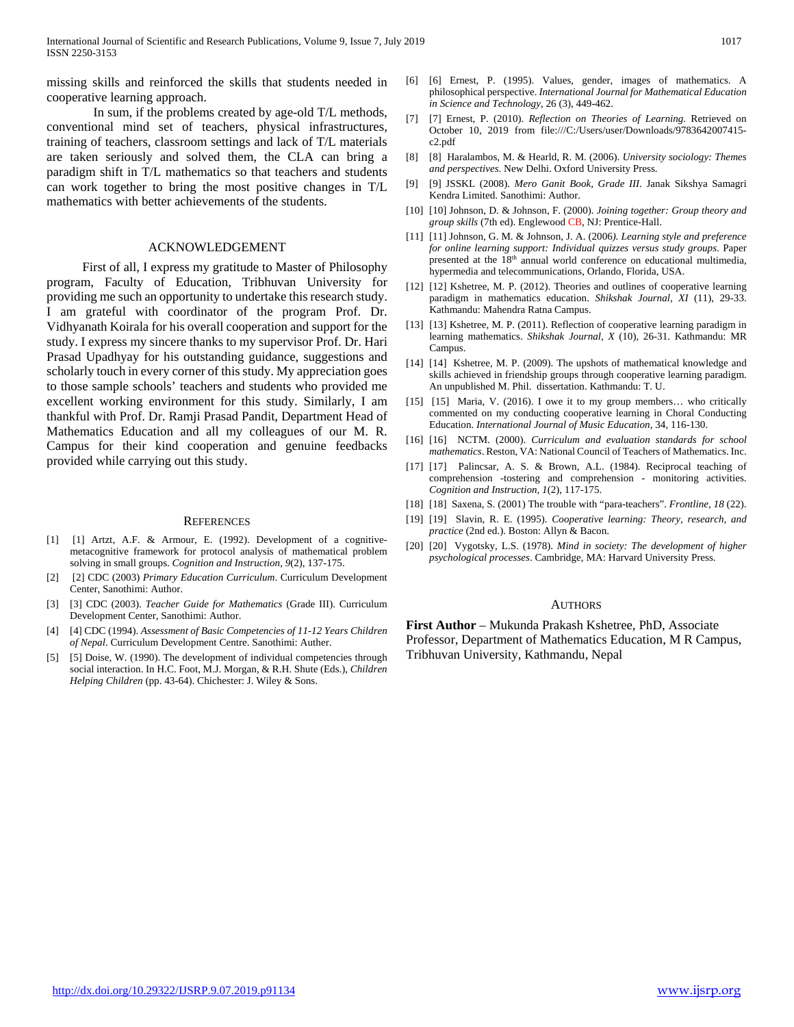missing skills and reinforced the skills that students needed in cooperative learning approach.

In sum, if the problems created by age-old T/L methods, conventional mind set of teachers, physical infrastructures, training of teachers, classroom settings and lack of T/L materials are taken seriously and solved them, the CLA can bring a paradigm shift in T/L mathematics so that teachers and students can work together to bring the most positive changes in T/L mathematics with better achievements of the students.

## ACKNOWLEDGEMENT

First of all, I express my gratitude to Master of Philosophy program, Faculty of Education, Tribhuvan University for providing me such an opportunity to undertake this research study. I am grateful with coordinator of the program Prof. Dr. Vidhyanath Koirala for his overall cooperation and support for the study. I express my sincere thanks to my supervisor Prof. Dr. Hari Prasad Upadhyay for his outstanding guidance, suggestions and scholarly touch in every corner of this study. My appreciation goes to those sample schools' teachers and students who provided me excellent working environment for this study. Similarly, I am thankful with Prof. Dr. Ramji Prasad Pandit, Department Head of Mathematics Education and all my colleagues of our M. R. Campus for their kind cooperation and genuine feedbacks provided while carrying out this study.

## REFERENCES

[1] [1] Artzt, A.F. & Armour, E. (1992). Development of a cognitive-metacognitive framework for protocol analysis of mathematical problem solving in small groups. *Cognition and Instruction*, *9*(2), 137-175.

[2] [2] CDC (2003) *Primary Education Curriculum*. Curriculum Development Center, Sanothimi: Author.

[3] [3] CDC (2003). *Teacher Guide for Mathematics* (Grade III). Curriculum Development Center, Sanothimi: Author.

[4] [4] CDC (1994). *Assessment of Basic Competencies of 11-12 Years Children of Nepal*. Curriculum Development Centre. Sanothimi: Auther.

[5] [5] Doise, W. (1990). The development of individual competencies through social interaction. In H.C. Foot, M.J. Morgan, & R.H. Shute (Eds.), *Children Helping Children* (pp. 43-64). Chichester: J. Wiley & Sons.

[6] [6] Ernest, P. (1995). Values, gender, images of mathematics. A philosophical perspective. *International Journal for Mathematical Education in Science and Technology*, 26 (3), 449-462.

[7] [7] Ernest, P. (2010). *Reflection on Theories of Learning*. Retrieved on October 10, 2019 from file:///C:/Users/user/Downloads/9783642007415-c2.pdf

[8] [8] Haralambos, M. & Hearld, R. M. (2006). *University sociology: Themes and perspectives*. New Delhi. Oxford University Press.

[9] [9] JSSKL (2008). *Mero Ganit Book, Grade III*. Janak Sikshya Samagri Kendra Limited. Sanothimi: Author.

[10] [10] Johnson, D. & Johnson, F. (2000). *Joining together: Group theory and group skills* (7th ed). Englewood CB, NJ: Prentice-Hall.

[11] [11] Johnson, G. M. & Johnson, J. A. (2006*). Learning style and preference for online learning support: Individual quizzes versus study groups*. Paper presented at the 18th annual world conference on educational multimedia, hypermedia and telecommunications, Orlando, Florida, USA.

[12] [12] Kshetree, M. P. (2012). Theories and outlines of cooperative learning paradigm in mathematics education. *Shikshak Journal, XI* (11), 29-33. Kathmandu: Mahendra Ratna Campus.

[13] [13] Kshetree, M. P. (2011). Reflection of cooperative learning paradigm in learning mathematics. *Shikshak Journal, X* (10), 26-31. Kathmandu: MR Campus.

[14] [14] Kshetree, M. P. (2009). The upshots of mathematical knowledge and skills achieved in friendship groups through cooperative learning paradigm. An unpublished M. Phil. dissertation. Kathmandu: T. U.

[15] [15] Maria, V. (2016). I owe it to my group members… who critically commented on my conducting cooperative learning in Choral Conducting Education. *International Journal of Music Education*, 34, 116-130.

[16] [16] NCTM. (2000). *Curriculum and evaluation standards for school mathematics*. Reston, VA: National Council of Teachers of Mathematics. Inc.

[17] [17] Palincsar, A. S. & Brown, A.L. (1984). Reciprocal teaching of comprehension -tostering and comprehension - monitoring activities. *Cognition and Instruction, 1*(2), 117-175.

[18] [18] Saxena, S. (2001) The trouble with "para-teachers". *Frontline, 18* (22).

[19] [19] Slavin, R. E. (1995). *Cooperative learning: Theory, research, and practice* (2nd ed.). Boston: Allyn & Bacon.

[20] [20] Vygotsky, L.S. (1978). *Mind in society: The development of higher psychological processes*. Cambridge, MA: Harvard University Press.

## AUTHORS

**First Author** – Mukunda Prakash Kshetree, PhD, Associate Professor, Department of Mathematics Education, M R Campus, Tribhuvan University, Kathmandu, Nepal